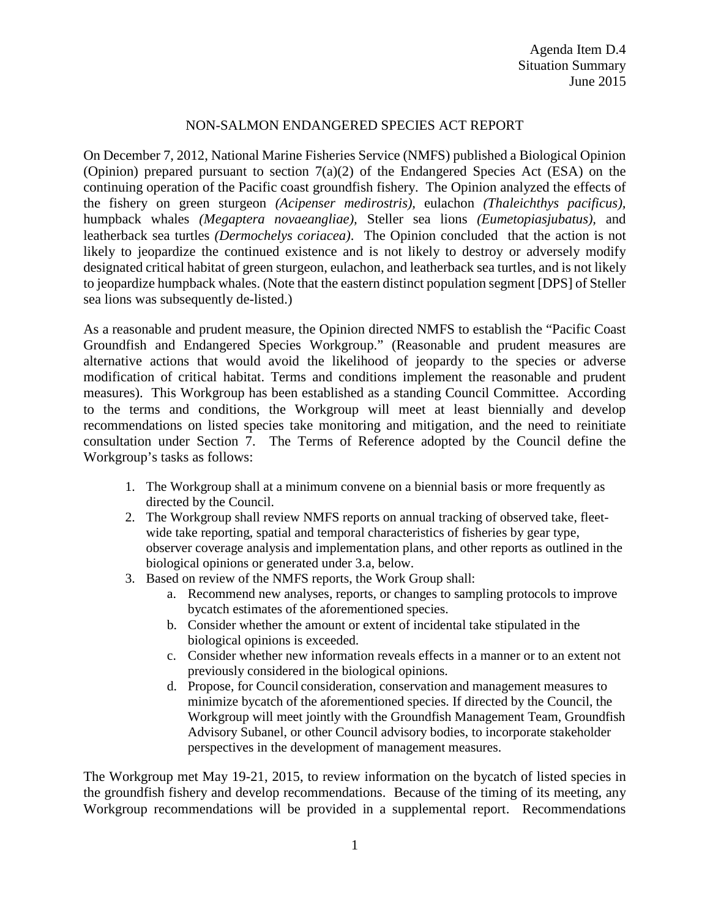Agenda Item D.4
Situation Summary
June 2015

# NON-SALMON ENDANGERED SPECIES ACT REPORT

On December 7, 2012, National Marine Fisheries Service (NMFS) published a Biological Opinion (Opinion) prepared pursuant to section 7(a)(2) of the Endangered Species Act (ESA) on the continuing operation of the Pacific coast groundfish fishery. The Opinion analyzed the effects of the fishery on green sturgeon *(Acipenser medirostris),* eulachon *(Thaleichthys pacificus),* humpback whales *(Megaptera novaeangliae),* Steller sea lions *(Eumetopiasjubatus),* and leatherback sea turtles *(Dermochelys coriacea)*. The Opinion concluded that the action is not likely to jeopardize the continued existence and is not likely to destroy or adversely modify designated critical habitat of green sturgeon, eulachon, and leatherback sea turtles, and is not likely to jeopardize humpback whales. (Note that the eastern distinct population segment [DPS] of Steller sea lions was subsequently de-listed.)

As a reasonable and prudent measure, the Opinion directed NMFS to establish the "Pacific Coast Groundfish and Endangered Species Workgroup." (Reasonable and prudent measures are alternative actions that would avoid the likelihood of jeopardy to the species or adverse modification of critical habitat. Terms and conditions implement the reasonable and prudent measures). This Workgroup has been established as a standing Council Committee. According to the terms and conditions, the Workgroup will meet at least biennially and develop recommendations on listed species take monitoring and mitigation, and the need to reinitiate consultation under Section 7. The Terms of Reference adopted by the Council define the Workgroup's tasks as follows:

1. The Workgroup shall at a minimum convene on a biennial basis or more frequently as directed by the Council.
2. The Workgroup shall review NMFS reports on annual tracking of observed take, fleet-wide take reporting, spatial and temporal characteristics of fisheries by gear type, observer coverage analysis and implementation plans, and other reports as outlined in the biological opinions or generated under 3.a, below.
3. Based on review of the NMFS reports, the Work Group shall:
   a. Recommend new analyses, reports, or changes to sampling protocols to improve bycatch estimates of the aforementioned species.
   b. Consider whether the amount or extent of incidental take stipulated in the biological opinions is exceeded.
   c. Consider whether new information reveals effects in a manner or to an extent not previously considered in the biological opinions.
   d. Propose, for Council consideration, conservation and management measures to minimize bycatch of the aforementioned species. If directed by the Council, the Workgroup will meet jointly with the Groundfish Management Team, Groundfish Advisory Subanel, or other Council advisory bodies, to incorporate stakeholder perspectives in the development of management measures.

The Workgroup met May 19-21, 2015, to review information on the bycatch of listed species in the groundfish fishery and develop recommendations. Because of the timing of its meeting, any Workgroup recommendations will be provided in a supplemental report. Recommendations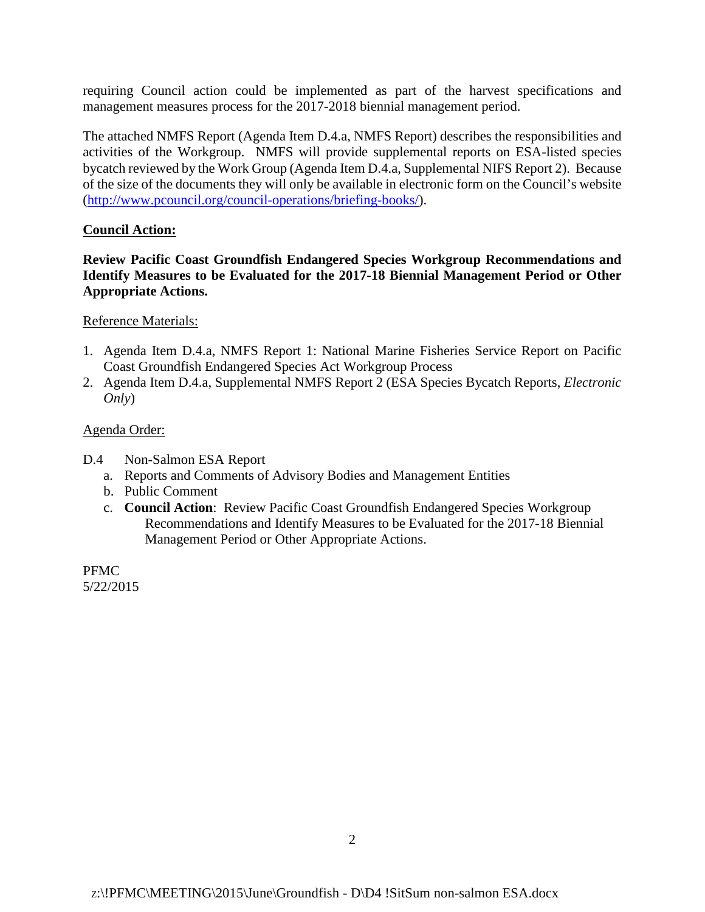requiring Council action could be implemented as part of the harvest specifications and management measures process for the 2017-2018 biennial management period.

The attached NMFS Report (Agenda Item D.4.a, NMFS Report) describes the responsibilities and activities of the Workgroup. NMFS will provide supplemental reports on ESA-listed species bycatch reviewed by the Work Group (Agenda Item D.4.a, Supplemental NIFS Report 2). Because of the size of the documents they will only be available in electronic form on the Council's website (http://www.pcouncil.org/council-operations/briefing-books/).

**Council Action:**

**Review Pacific Coast Groundfish Endangered Species Workgroup Recommendations and Identify Measures to be Evaluated for the 2017-18 Biennial Management Period or Other Appropriate Actions.**

Reference Materials:

1. Agenda Item D.4.a, NMFS Report 1: National Marine Fisheries Service Report on Pacific Coast Groundfish Endangered Species Act Workgroup Process
2. Agenda Item D.4.a, Supplemental NMFS Report 2 (ESA Species Bycatch Reports, *Electronic Only*)

Agenda Order:

D.4 Non-Salmon ESA Report
  a. Reports and Comments of Advisory Bodies and Management Entities
  b. Public Comment
  c. **Council Action**: Review Pacific Coast Groundfish Endangered Species Workgroup Recommendations and Identify Measures to be Evaluated for the 2017-18 Biennial Management Period or Other Appropriate Actions.

PFMC
5/22/2015

z:\!PFMC\MEETING\2015\June\Groundfish - D\D4 !SitSum non-salmon ESA.docx